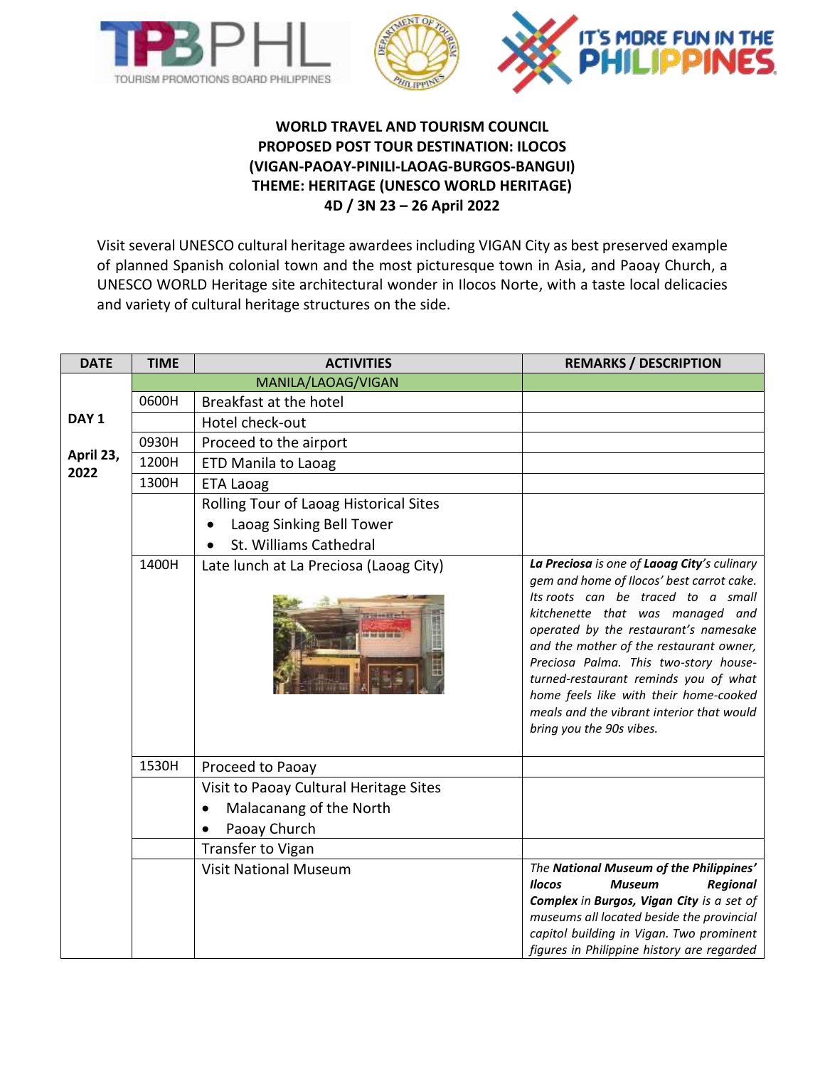**WORLD TRAVEL AND TOURISM COUNCIL**
**PROPOSED POST TOUR DESTINATION: ILOCOS**
**(VIGAN-PAOAY-PINILI-LAOAG-BURGOS-BANGUI)**
**THEME: HERITAGE (UNESCO WORLD HERITAGE)**
**4D / 3N 23 – 26 April 2022**

Visit several UNESCO cultural heritage awardees including VIGAN City as best preserved example of planned Spanish colonial town and the most picturesque town in Asia, and Paoay Church, a UNESCO WORLD Heritage site architectural wonder in Ilocos Norte, with a taste local delicacies and variety of cultural heritage structures on the side.

| DATE | TIME | ACTIVITIES | REMARKS / DESCRIPTION |
|---|---|---|---|
| **DAY 1** **April 23, 2022** | | MANILA/LAOAG/VIGAN | |
| | 0600H | Breakfast at the hotel | |
| | | Hotel check-out | |
| | 0930H | Proceed to the airport | |
| | 1200H | ETD Manila to Laoag | |
| | 1300H | ETA Laoag | |
| | | Rolling Tour of Laoag Historical Sites<br>• Laoag Sinking Bell Tower<br>• St. Williams Cathedral | |
| | 1400H | Late lunch at La Preciosa (Laoag City) | ***La Preciosa*** *is one of* ***Laoag City****'s culinary gem and home of Ilocos' best carrot cake. Its roots can be traced to a small kitchenette that was managed and operated by the restaurant's namesake and the mother of the restaurant owner, Preciosa Palma. This two-story house-turned-restaurant reminds you of what home feels like with their home-cooked meals and the vibrant interior that would bring you the 90s vibes.* |
| | 1530H | Proceed to Paoay | |
| | | Visit to Paoay Cultural Heritage Sites<br>• Malacanang of the North<br>• Paoay Church | |
| | | Transfer to Vigan | |
| | | Visit National Museum | *The* ***National Museum of the Philippines' Ilocos Museum Regional Complex*** *in* ***Burgos, Vigan City*** *is a set of museums all located beside the provincial capitol building in Vigan. Two prominent figures in Philippine history are regarded* |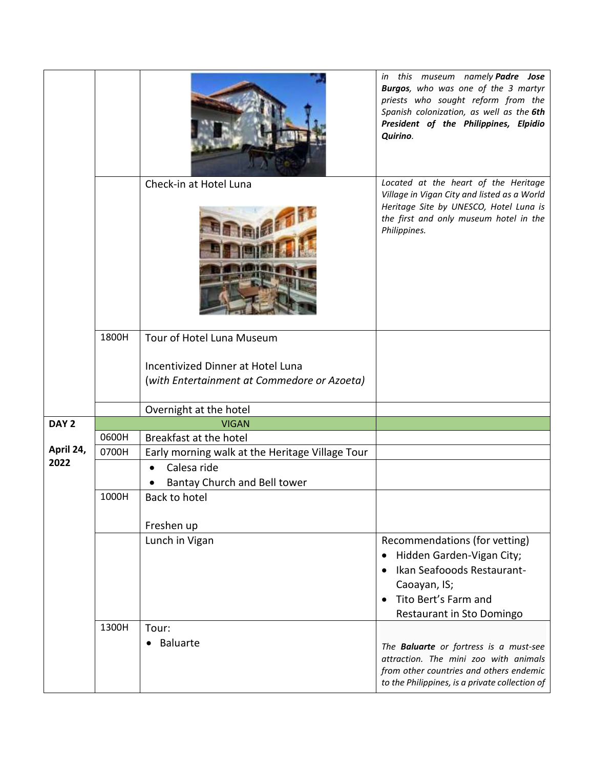| | | | |
|---|---|---|---|
| | | | *in this museum namely* ***Padre Jose Burgos****, who was one of the 3 martyr priests who sought reform from the Spanish colonization, as well as the* ***6th President of the Philippines, Elpidio Quirino****.* |
| | | Check-in at Hotel Luna | *Located at the heart of the Heritage Village in Vigan City and listed as a World Heritage Site by UNESCO, Hotel Luna is the first and only museum hotel in the Philippines.* |
| | 1800H | Tour of Hotel Luna Museum<br><br>Incentivized Dinner at Hotel Luna<br>(*with Entertainment at Commedore or Azoeta)* | |
| | | Overnight at the hotel | |
| **DAY 2**<br><br>**April 24, 2022** | | VIGAN | |
| | 0600H | Breakfast at the hotel | |
| | 0700H | Early morning walk at the Heritage Village Tour | |
| | | • Calesa ride<br>• Bantay Church and Bell tower | |
| | 1000H | Back to hotel<br><br>Freshen up | |
| | | Lunch in Vigan | Recommendations (for vetting)<br>• Hidden Garden-Vigan City;<br>• Ikan Seafooods Restaurant-Caoayan, IS;<br>• Tito Bert's Farm and Restaurant in Sto Domingo |
| | 1300H | Tour:<br>• Baluarte | *The* ***Baluarte*** *or fortress is a must-see attraction. The mini zoo with animals from other countries and others endemic to the Philippines, is a private collection of* |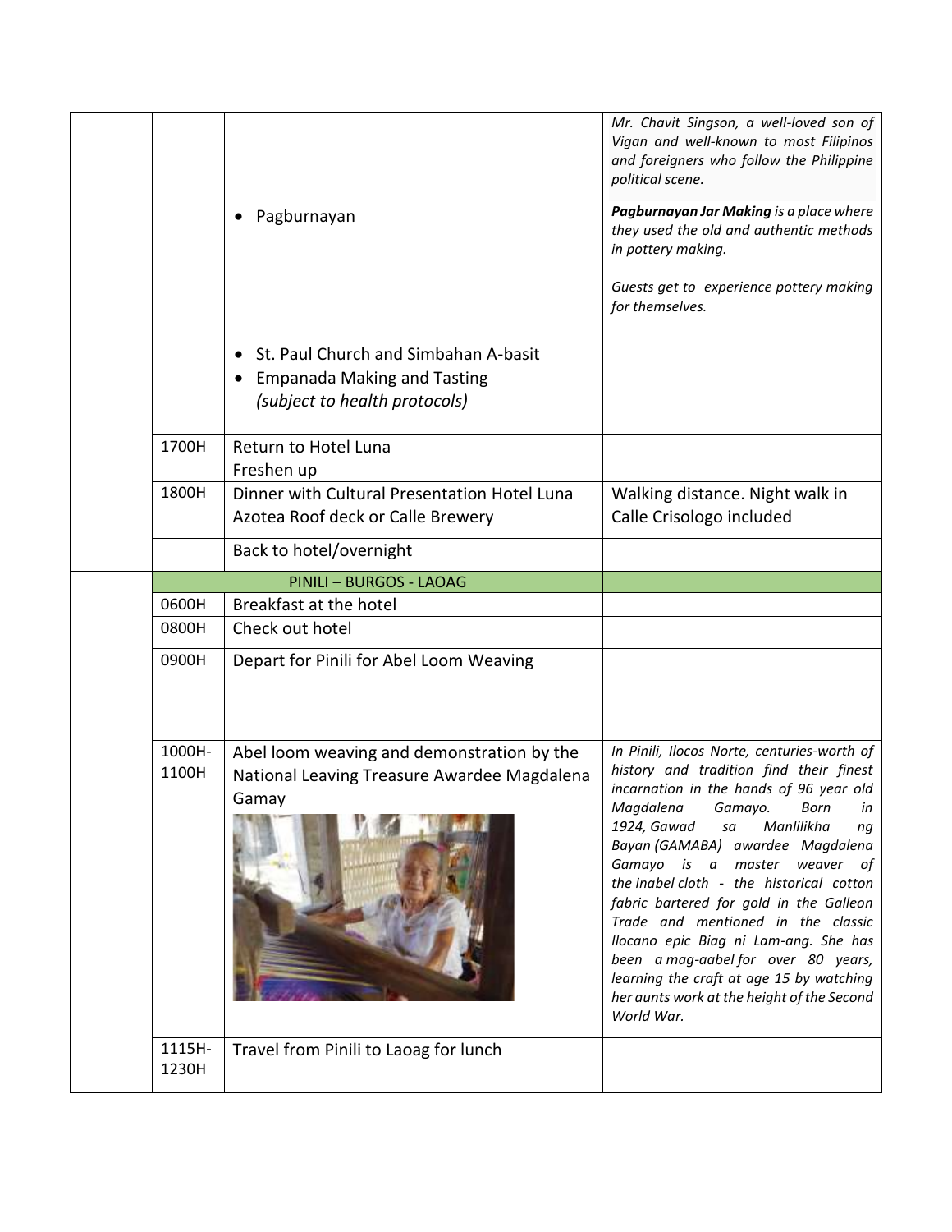|  |  |  |  |
|---|---|---|---|
|  |  | • Pagburnayan | *Mr. Chavit Singson, a well-loved son of Vigan and well-known to most Filipinos and foreigners who follow the Philippine political scene.* ***Pagburnayan Jar Making*** *is a place where they used the old and authentic methods in pottery making.* *Guests get to experience pottery making for themselves.* |
|  |  | • St. Paul Church and Simbahan A-basit<br>• Empanada Making and Tasting<br>*(subject to health protocols)* |  |
|  | 1700H | Return to Hotel Luna<br>Freshen up |  |
|  | 1800H | Dinner with Cultural Presentation Hotel Luna Azotea Roof deck or Calle Brewery | Walking distance. Night walk in Calle Crisologo included |
|  |  | Back to hotel/overnight |  |
|  |  | PINILI – BURGOS - LAOAG |  |
|  | 0600H | Breakfast at the hotel |  |
|  | 0800H | Check out hotel |  |
|  | 0900H | Depart for Pinili for Abel Loom Weaving |  |
|  | 1000H-1100H | Abel loom weaving and demonstration by the National Leaving Treasure Awardee Magdalena Gamay | *In Pinili, Ilocos Norte, centuries-worth of history and tradition find their finest incarnation in the hands of 96 year old Magdalena Gamayo. Born in 1924, Gawad sa Manlilikha ng Bayan (GAMABA) awardee Magdalena Gamayo is a master weaver of the inabel cloth - the historical cotton fabric bartered for gold in the Galleon Trade and mentioned in the classic Ilocano epic Biag ni Lam-ang. She has been a mag-aabel for over 80 years, learning the craft at age 15 by watching her aunts work at the height of the Second World War.* |
|  | 1115H-1230H | Travel from Pinili to Laoag for lunch |  |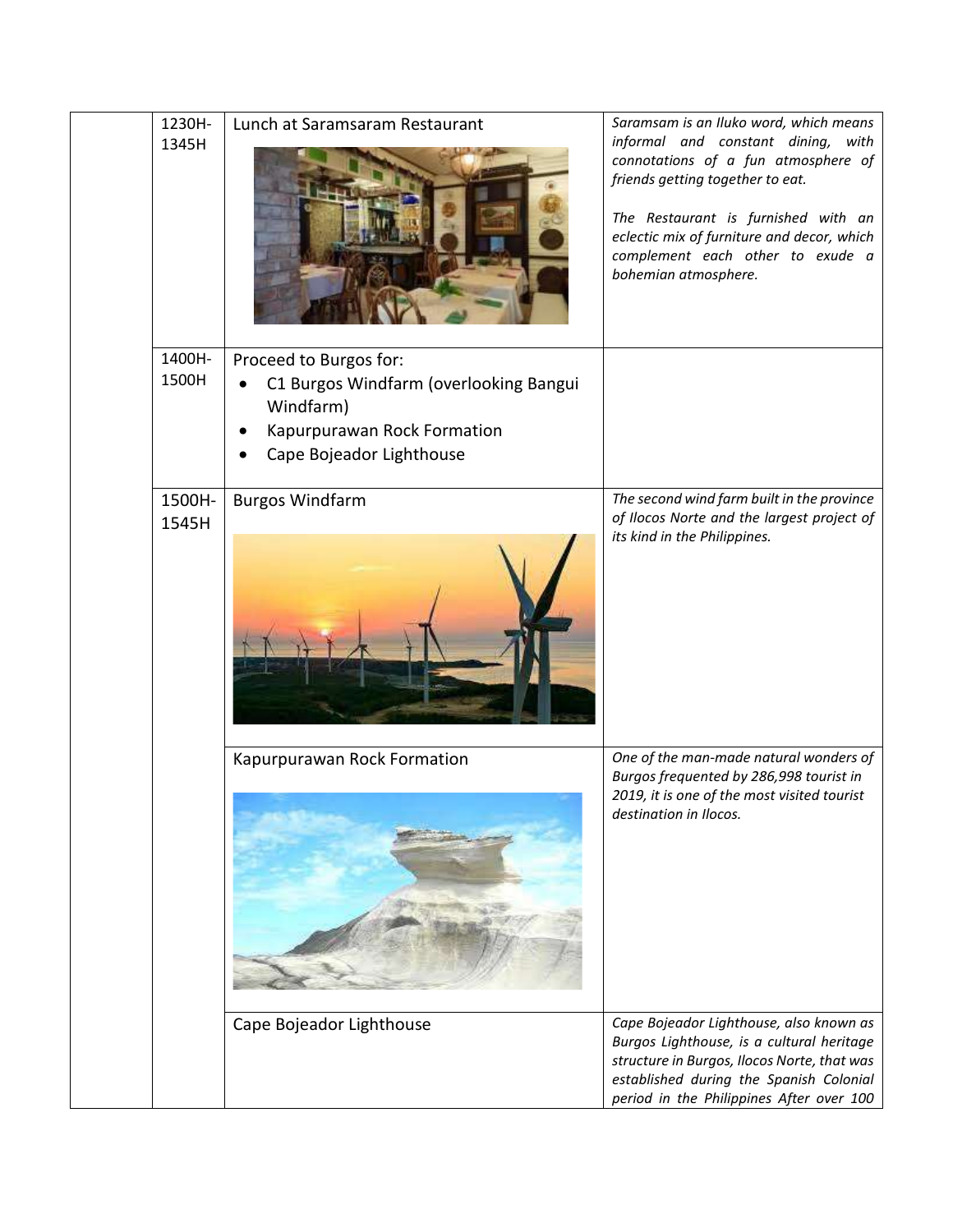| | | | |
|---|---|---|---|
| | 1230H-1345H | Lunch at Saramsaram Restaurant | *Saramsam is an Iluko word, which means informal and constant dining, with connotations of a fun atmosphere of friends getting together to eat.*<br><br>*The Restaurant is furnished with an eclectic mix of furniture and decor, which complement each other to exude a bohemian atmosphere.* |
| | 1400H-1500H | Proceed to Burgos for:<br>• C1 Burgos Windfarm (overlooking Bangui Windfarm)<br>• Kapurpurawan Rock Formation<br>• Cape Bojeador Lighthouse | |
| | 1500H-1545H | Burgos Windfarm | *The second wind farm built in the province of Ilocos Norte and the largest project of its kind in the Philippines.* |
| | | Kapurpurawan Rock Formation | *One of the man-made natural wonders of Burgos frequented by 286,998 tourist in 2019, it is one of the most visited tourist destination in Ilocos.* |
| | | Cape Bojeador Lighthouse | *Cape Bojeador Lighthouse, also known as Burgos Lighthouse, is a cultural heritage structure in Burgos, Ilocos Norte, that was established during the Spanish Colonial period in the Philippines After over 100* |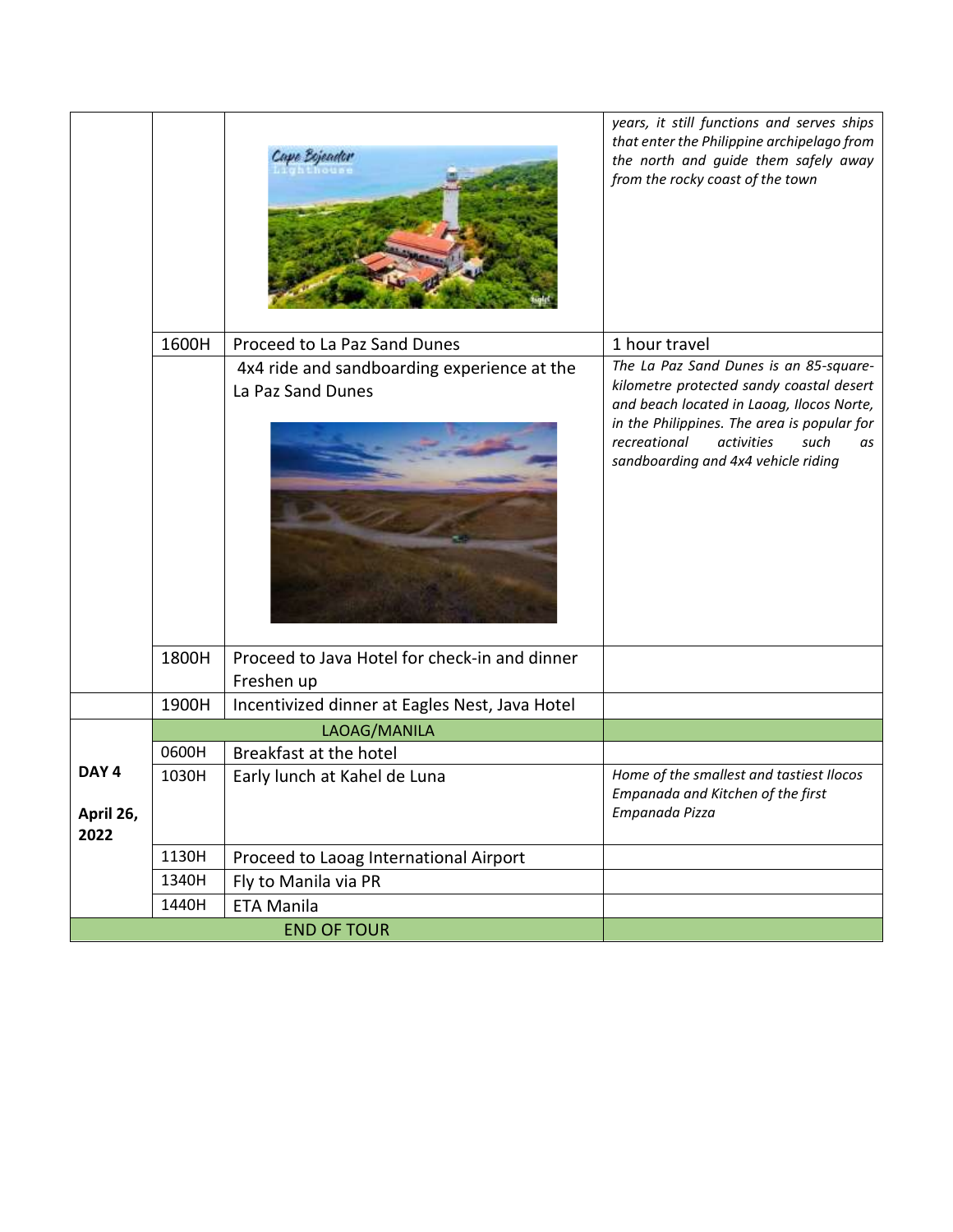| | | | |
|---|---|---|---|
| | | | *years, it still functions and serves ships that enter the Philippine archipelago from the north and guide them safely away from the rocky coast of the town* |
| | 1600H | Proceed to La Paz Sand Dunes | 1 hour travel |
| | | 4x4 ride and sandboarding experience at the La Paz Sand Dunes | *The La Paz Sand Dunes is an 85-square-kilometre protected sandy coastal desert and beach located in Laoag, Ilocos Norte, in the Philippines. The area is popular for recreational activities such as sandboarding and 4x4 vehicle riding* |
| | 1800H | Proceed to Java Hotel for check-in and dinner Freshen up | |
| | 1900H | Incentivized dinner at Eagles Nest, Java Hotel | |
| | LAOAG/MANILA | | |
| **DAY 4** **April 26, 2022** | 0600H | Breakfast at the hotel | |
| | 1030H | Early lunch at Kahel de Luna | *Home of the smallest and tastiest Ilocos Empanada and Kitchen of the first Empanada Pizza* |
| | 1130H | Proceed to Laoag International Airport | |
| | 1340H | Fly to Manila via PR | |
| | 1440H | ETA Manila | |
| END OF TOUR | | | |